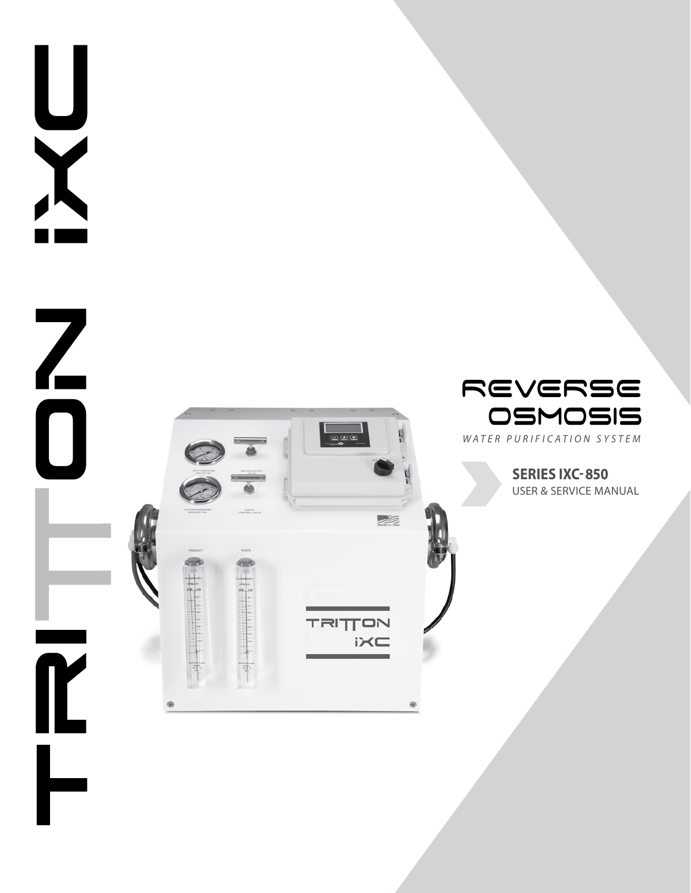# TRITTON iXC

## REVERSE OSMOSIS

*WATER PURIFICATION SYSTEM*

**SERIES IXC-850**

USER & SERVICE MANUAL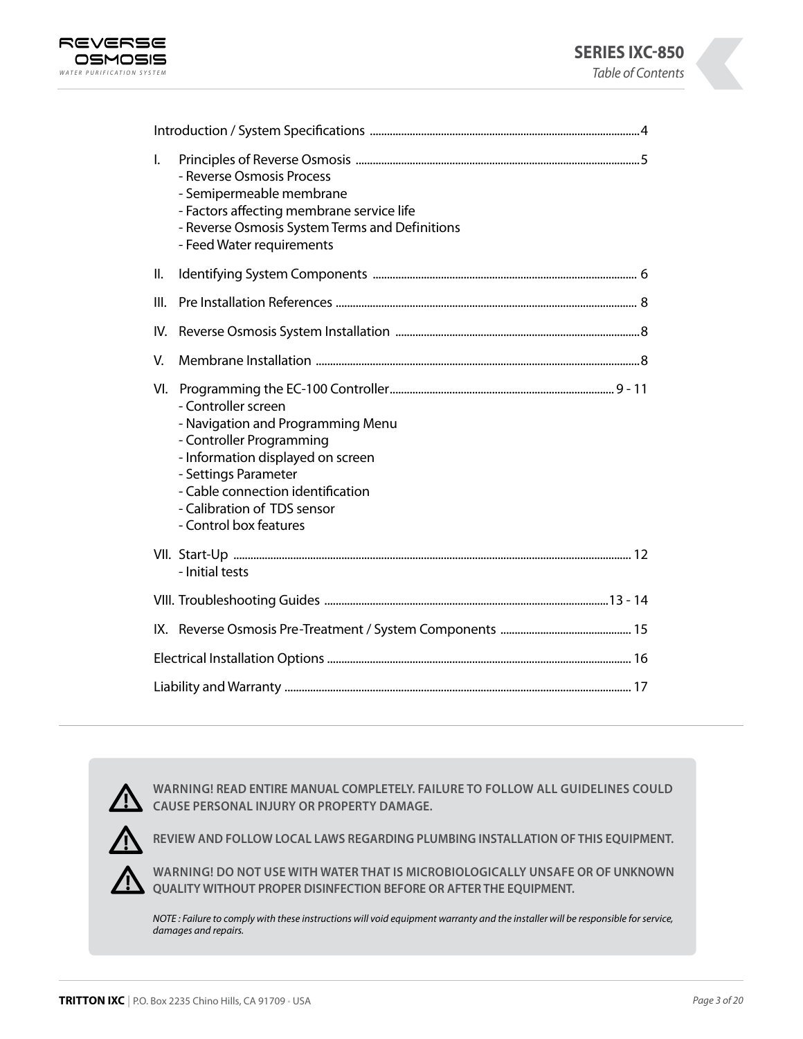## Table of Contents

Introduction / System Specifications ........ 4

I. Principles of Reverse Osmosis ........ 5
- Reverse Osmosis Process
- Semipermeable membrane
- Factors affecting membrane service life
- Reverse Osmosis System Terms and Definitions
- Feed Water requirements

II. Identifying System Components ........ 6

III. Pre Installation References ........ 8

IV. Reverse Osmosis System Installation ........ 8

V. Membrane Installation ........ 8

VI. Programming the EC-100 Controller ........ 9 - 11
- Controller screen
- Navigation and Programming Menu
- Controller Programming
- Information displayed on screen
- Settings Parameter
- Cable connection identification
- Calibration of TDS sensor
- Control box features

VII. Start-Up ........ 12
- Initial tests

VIII. Troubleshooting Guides ........ 13 - 14

IX. Reverse Osmosis Pre-Treatment / System Components ........ 15

Electrical Installation Options ........ 16

Liability and Warranty ........ 17

---

**WARNING! READ ENTIRE MANUAL COMPLETELY. FAILURE TO FOLLOW ALL GUIDELINES COULD CAUSE PERSONAL INJURY OR PROPERTY DAMAGE.**

**REVIEW AND FOLLOW LOCAL LAWS REGARDING PLUMBING INSTALLATION OF THIS EQUIPMENT.**

**WARNING! DO NOT USE WITH WATER THAT IS MICROBIOLOGICALLY UNSAFE OR OF UNKNOWN QUALITY WITHOUT PROPER DISINFECTION BEFORE OR AFTER THE EQUIPMENT.**

*NOTE : Failure to comply with these instructions will void equipment warranty and the installer will be responsible for service, damages and repairs.*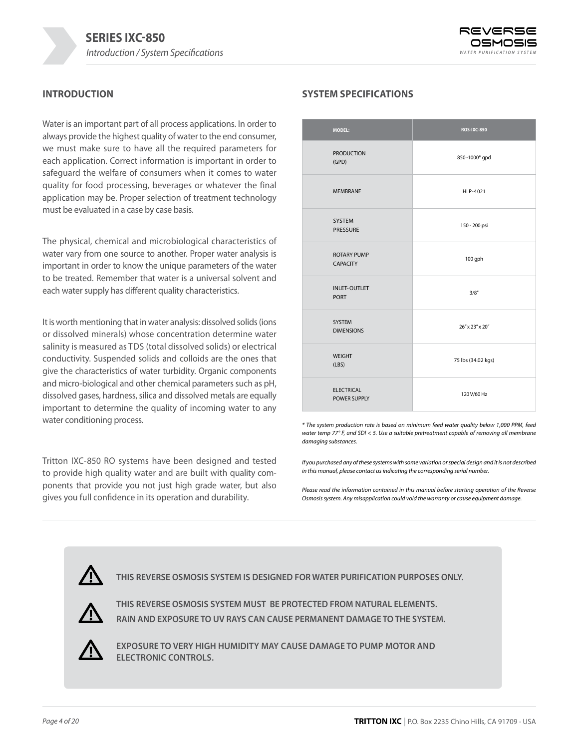## INTRODUCTION

Water is an important part of all process applications. In order to always provide the highest quality of water to the end consumer, we must make sure to have all the required parameters for each application. Correct information is important in order to safeguard the welfare of consumers when it comes to water quality for food processing, beverages or whatever the final application may be. Proper selection of treatment technology must be evaluated in a case by case basis.

The physical, chemical and microbiological characteristics of water vary from one source to another. Proper water analysis is important in order to know the unique parameters of the water to be treated. Remember that water is a universal solvent and each water supply has different quality characteristics.

It is worth mentioning that in water analysis: dissolved solids (ions or dissolved minerals) whose concentration determine water salinity is measured as TDS (total dissolved solids) or electrical conductivity. Suspended solids and colloids are the ones that give the characteristics of water turbidity. Organic components and micro-biological and other chemical parameters such as pH, dissolved gases, hardness, silica and dissolved metals are equally important to determine the quality of incoming water to any water conditioning process.

Tritton IXC-850 RO systems have been designed and tested to provide high quality water and are built with quality components that provide you not just high grade water, but also gives you full confidence in its operation and durability.

## SYSTEM SPECIFICATIONS

| MODEL: | ROS-IXC-850 |
|---|---|
| PRODUCTION (GPD) | 850 -1000* gpd |
| MEMBRANE | HLP-4021 |
| SYSTEM PRESSURE | 150 - 200 psi |
| ROTARY PUMP CAPACITY | 100 gph |
| INLET-OUTLET PORT | 3/8" |
| SYSTEM DIMENSIONS | 26" x 23" x 20" |
| WEIGHT (LBS) | 75 lbs (34.02 kgs) |
| ELECTRICAL POWER SUPPLY | 120 V/60 Hz |

*\* The system production rate is based on minimum feed water quality below 1,000 PPM, feed water temp 77° F, and SDI < 5. Use a suitable pretreatment capable of removing all membrane damaging substances.*

*If you purchased any of these systems with some variation or special design and it is not described in this manual, please contact us indicating the corresponding serial number.*

*Please read the information contained in this manual before starting operation of the Reverse Osmosis system. Any misapplication could void the warranty or cause equipment damage.*

---

⚠ **THIS REVERSE OSMOSIS SYSTEM IS DESIGNED FOR WATER PURIFICATION PURPOSES ONLY.**

⚠ **THIS REVERSE OSMOSIS SYSTEM MUST BE PROTECTED FROM NATURAL ELEMENTS. RAIN AND EXPOSURE TO UV RAYS CAN CAUSE PERMANENT DAMAGE TO THE SYSTEM.**

⚠ **EXPOSURE TO VERY HIGH HUMIDITY MAY CAUSE DAMAGE TO PUMP MOTOR AND ELECTRONIC CONTROLS.**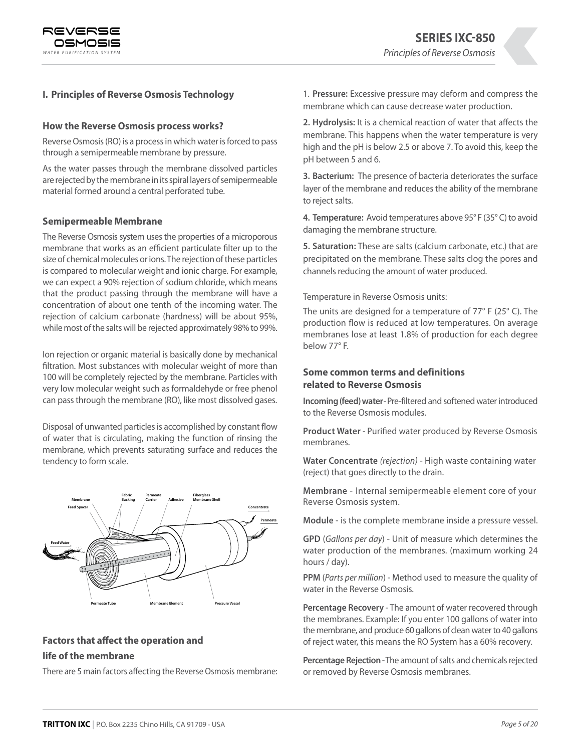## I. Principles of Reverse Osmosis Technology

### How the Reverse Osmosis process works?

Reverse Osmosis (RO) is a process in which water is forced to pass through a semipermeable membrane by pressure.

As the water passes through the membrane dissolved particles are rejected by the membrane in its spiral layers of semipermeable material formed around a central perforated tube.

### Semipermeable Membrane

The Reverse Osmosis system uses the properties of a microporous membrane that works as an efficient particulate filter up to the size of chemical molecules or ions. The rejection of these particles is compared to molecular weight and ionic charge. For example, we can expect a 90% rejection of sodium chloride, which means that the product passing through the membrane will have a concentration of about one tenth of the incoming water. The rejection of calcium carbonate (hardness) will be about 95%, while most of the salts will be rejected approximately 98% to 99%.

Ion rejection or organic material is basically done by mechanical filtration. Most substances with molecular weight of more than 100 will be completely rejected by the membrane. Particles with very low molecular weight such as formaldehyde or free phenol can pass through the membrane (RO), like most dissolved gases.

Disposal of unwanted particles is accomplished by constant flow of water that is circulating, making the function of rinsing the membrane, which prevents saturating surface and reduces the tendency to form scale.

Membrane, Feed Spacer, Fabric Backing, Permeate Carrier, Adhesive, Fiberglass Membrane Shell, Concentrate, Permeate, Feed Water, Permeate Tube, Membrane Element, Pressure Vessel

### Factors that affect the operation and life of the membrane

There are 5 main factors affecting the Reverse Osmosis membrane:

1. **Pressure:** Excessive pressure may deform and compress the membrane which can cause decrease water production.

2. **Hydrolysis:** It is a chemical reaction of water that affects the membrane. This happens when the water temperature is very high and the pH is below 2.5 or above 7. To avoid this, keep the pH between 5 and 6.

3. **Bacterium:** The presence of bacteria deteriorates the surface layer of the membrane and reduces the ability of the membrane to reject salts.

4. **Temperature:** Avoid temperatures above 95° F (35° C) to avoid damaging the membrane structure.

5. **Saturation:** These are salts (calcium carbonate, etc.) that are precipitated on the membrane. These salts clog the pores and channels reducing the amount of water produced.

Temperature in Reverse Osmosis units:

The units are designed for a temperature of 77° F (25° C). The production flow is reduced at low temperatures. On average membranes lose at least 1.8% of production for each degree below 77° F.

### Some common terms and definitions related to Reverse Osmosis

**Incoming (feed) water** - Pre-filtered and softened water introduced to the Reverse Osmosis modules.

**Product Water** - Purified water produced by Reverse Osmosis membranes.

**Water Concentrate** *(rejection)* - High waste containing water (reject) that goes directly to the drain.

**Membrane** - Internal semipermeable element core of your Reverse Osmosis system.

**Module** - is the complete membrane inside a pressure vessel.

**GPD** (*Gallons per day*) - Unit of measure which determines the water production of the membranes. (maximum working 24 hours / day).

**PPM** (*Parts per million*) - Method used to measure the quality of water in the Reverse Osmosis.

**Percentage Recovery** - The amount of water recovered through the membranes. Example: If you enter 100 gallons of water into the membrane, and produce 60 gallons of clean water to 40 gallons of reject water, this means the RO System has a 60% recovery.

**Percentage Rejection** - The amount of salts and chemicals rejected or removed by Reverse Osmosis membranes.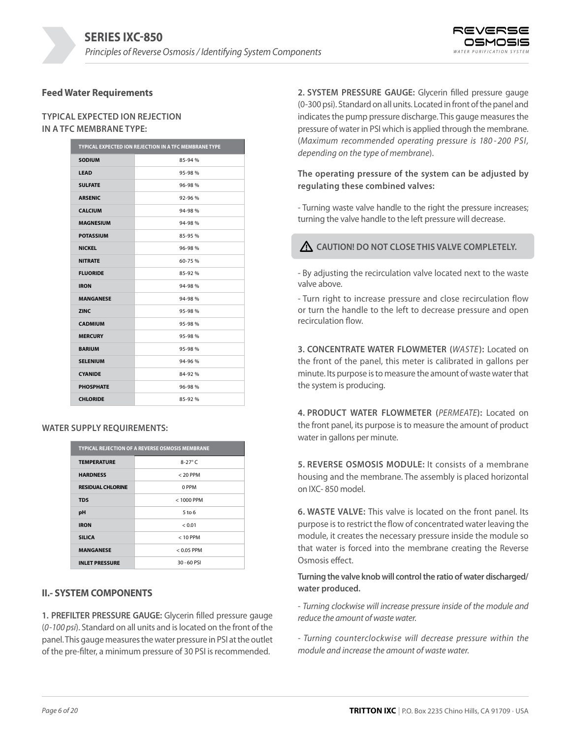## Feed Water Requirements

### TYPICAL EXPECTED ION REJECTION IN A TFC MEMBRANE TYPE:

| TYPICAL EXPECTED ION REJECTION IN A TFC MEMBRANE TYPE | |
|---|---|
| **SODIUM** | 85-94 % |
| **LEAD** | 95-98 % |
| **SULFATE** | 96-98 % |
| **ARSENIC** | 92-96 % |
| **CALCIUM** | 94-98 % |
| **MAGNESIUM** | 94-98 % |
| **POTASSIUM** | 85-95 % |
| **NICKEL** | 96-98 % |
| **NITRATE** | 60-75 % |
| **FLUORIDE** | 85-92 % |
| **IRON** | 94-98 % |
| **MANGANESE** | 94-98 % |
| **ZINC** | 95-98 % |
| **CADMIUM** | 95-98 % |
| **MERCURY** | 95-98 % |
| **BARIUM** | 95-98 % |
| **SELENIUM** | 94-96 % |
| **CYANIDE** | 84-92 % |
| **PHOSPHATE** | 96-98 % |
| **CHLORIDE** | 85-92 % |

### WATER SUPPLY REQUIREMENTS:

| TYPICAL REJECTION OF A REVERSE OSMOSIS MEMBRANE | |
|---|---|
| **TEMPERATURE** | 8-27° C |
| **HARDNESS** | < 20 PPM |
| **RESIDUAL CHLORINE** | 0 PPM |
| **TDS** | < 1000 PPM |
| **pH** | 5 to 6 |
| **IRON** | < 0.01 |
| **SILICA** | < 10 PPM |
| **MANGANESE** | < 0.05 PPM |
| **INLET PRESSURE** | 30 - 60 PSI |

## II.- SYSTEM COMPONENTS

**1. PREFILTER PRESSURE GAUGE:** Glycerin filled pressure gauge (*0-100 psi*). Standard on all units and is located on the front of the panel. This gauge measures the water pressure in PSI at the outlet of the pre-filter, a minimum pressure of 30 PSI is recommended.

**2. SYSTEM PRESSURE GAUGE:** Glycerin filled pressure gauge (0-300 psi). Standard on all units. Located in front of the panel and indicates the pump pressure discharge. This gauge measures the pressure of water in PSI which is applied through the membrane. (*Maximum recommended operating pressure is 180 - 200 PSI, depending on the type of membrane*).

**The operating pressure of the system can be adjusted by regulating these combined valves:**

- Turning waste valve handle to the right the pressure increases; turning the valve handle to the left pressure will decrease.

**⚠ CAUTION! DO NOT CLOSE THIS VALVE COMPLETELY.**

- By adjusting the recirculation valve located next to the waste valve above.

- Turn right to increase pressure and close recirculation flow or turn the handle to the left to decrease pressure and open recirculation flow.

**3. CONCENTRATE WATER FLOWMETER (*WASTE*):** Located on the front of the panel, this meter is calibrated in gallons per minute. Its purpose is to measure the amount of waste water that the system is producing.

**4. PRODUCT WATER FLOWMETER (*PERMEATE*):** Located on the front panel, its purpose is to measure the amount of product water in gallons per minute.

**5. REVERSE OSMOSIS MODULE:** It consists of a membrane housing and the membrane. The assembly is placed horizontal on IXC- 850 model.

**6. WASTE VALVE:** This valve is located on the front panel. Its purpose is to restrict the flow of concentrated water leaving the module, it creates the necessary pressure inside the module so that water is forced into the membrane creating the Reverse Osmosis effect.

**Turning the valve knob will control the ratio of water discharged/ water produced.**

*- Turning clockwise will increase pressure inside of the module and reduce the amount of waste water.*

*- Turning counterclockwise will decrease pressure within the module and increase the amount of waste water.*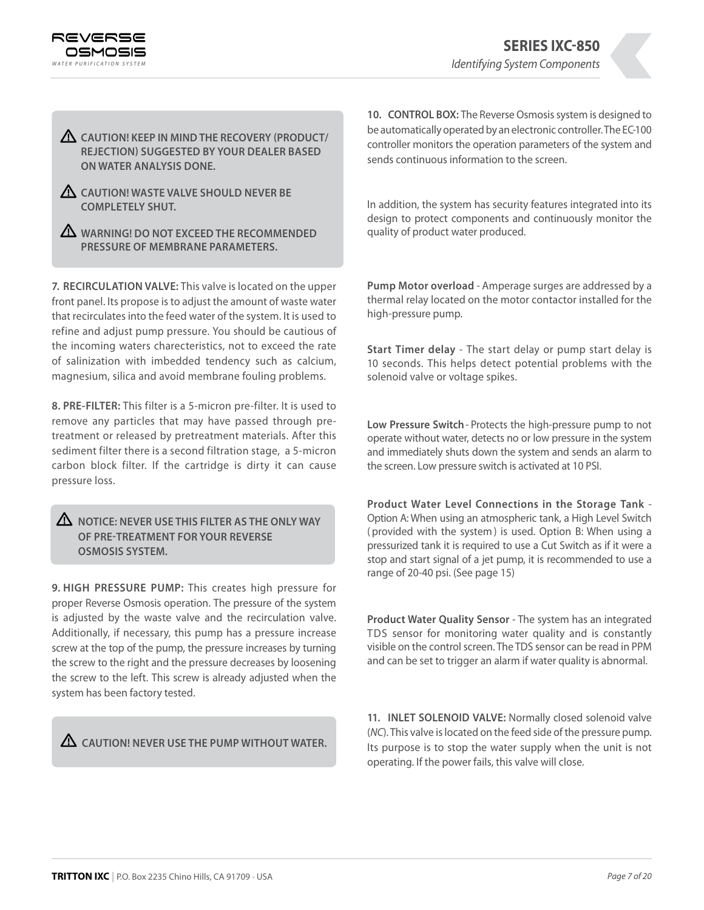> ⚠ **CAUTION! KEEP IN MIND THE RECOVERY (PRODUCT/ REJECTION) SUGGESTED BY YOUR DEALER BASED ON WATER ANALYSIS DONE.**
>
> ⚠ **CAUTION! WASTE VALVE SHOULD NEVER BE COMPLETELY SHUT.**
>
> ⚠ **WARNING! DO NOT EXCEED THE RECOMMENDED PRESSURE OF MEMBRANE PARAMETERS.**

**7. RECIRCULATION VALVE:** This valve is located on the upper front panel. Its propose is to adjust the amount of waste water that recirculates into the feed water of the system. It is used to refine and adjust pump pressure. You should be cautious of the incoming waters charecteristics, not to exceed the rate of salinization with imbedded tendency such as calcium, magnesium, silica and avoid membrane fouling problems.

**8. PRE-FILTER:** This filter is a 5-micron pre-filter. It is used to remove any particles that may have passed through pre-treatment or released by pretreatment materials. After this sediment filter there is a second filtration stage, a 5-micron carbon block filter. If the cartridge is dirty it can cause pressure loss.

> ⚠ **NOTICE: NEVER USE THIS FILTER AS THE ONLY WAY OF PRE-TREATMENT FOR YOUR REVERSE OSMOSIS SYSTEM.**

**9. HIGH PRESSURE PUMP:** This creates high pressure for proper Reverse Osmosis operation. The pressure of the system is adjusted by the waste valve and the recirculation valve. Additionally, if necessary, this pump has a pressure increase screw at the top of the pump, the pressure increases by turning the screw to the right and the pressure decreases by loosening the screw to the left. This screw is already adjusted when the system has been factory tested.

> ⚠ **CAUTION! NEVER USE THE PUMP WITHOUT WATER.**

**10. CONTROL BOX:** The Reverse Osmosis system is designed to be automatically operated by an electronic controller. The EC-100 controller monitors the operation parameters of the system and sends continuous information to the screen.

In addition, the system has security features integrated into its design to protect components and continuously monitor the quality of product water produced.

**Pump Motor overload** - Amperage surges are addressed by a thermal relay located on the motor contactor installed for the high-pressure pump.

**Start Timer delay** - The start delay or pump start delay is 10 seconds. This helps detect potential problems with the solenoid valve or voltage spikes.

**Low Pressure Switch** - Protects the high-pressure pump to not operate without water, detects no or low pressure in the system and immediately shuts down the system and sends an alarm to the screen. Low pressure switch is activated at 10 PSI.

**Product Water Level Connections in the Storage Tank** - Option A: When using an atmospheric tank, a High Level Switch (provided with the system) is used. Option B: When using a pressurized tank it is required to use a Cut Switch as if it were a stop and start signal of a jet pump, it is recommended to use a range of 20-40 psi. (See page 15)

**Product Water Quality Sensor** - The system has an integrated TDS sensor for monitoring water quality and is constantly visible on the control screen. The TDS sensor can be read in PPM and can be set to trigger an alarm if water quality is abnormal.

**11. INLET SOLENOID VALVE:** Normally closed solenoid valve (*NC*). This valve is located on the feed side of the pressure pump. Its purpose is to stop the water supply when the unit is not operating. If the power fails, this valve will close.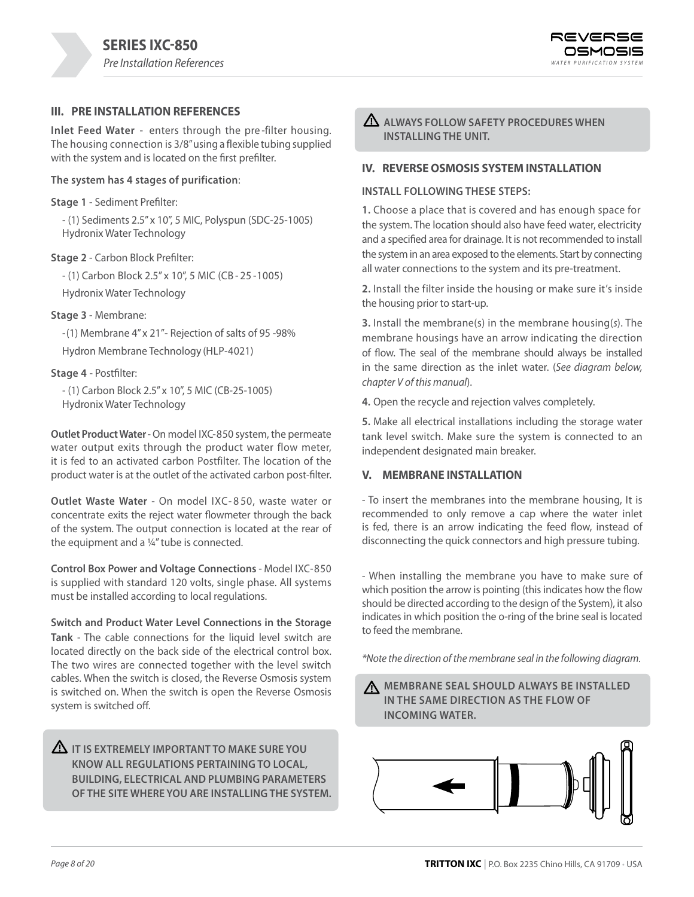## III. PRE INSTALLATION REFERENCES

**Inlet Feed Water** - enters through the pre-filter housing. The housing connection is 3/8" using a flexible tubing supplied with the system and is located on the first prefilter.

**The system has 4 stages of purification**:

**Stage 1** - Sediment Prefilter:

- (1) Sediments 2.5" x 10", 5 MIC, Polyspun (SDC-25-1005) Hydronix Water Technology

**Stage 2** - Carbon Block Prefilter:

- (1) Carbon Block 2.5" x 10", 5 MIC (CB-25-1005) Hydronix Water Technology

**Stage 3** - Membrane:

- (1) Membrane 4" x 21"- Rejection of salts of 95 -98% Hydron Membrane Technology (HLP-4021)

**Stage 4** - Postfilter:

- (1) Carbon Block 2.5" x 10", 5 MIC (CB-25-1005) Hydronix Water Technology

**Outlet Product Water** - On model IXC-850 system, the permeate water output exits through the product water flow meter, it is fed to an activated carbon Postfilter. The location of the product water is at the outlet of the activated carbon post-filter.

**Outlet Waste Water** - On model IXC-850, waste water or concentrate exits the reject water flowmeter through the back of the system. The output connection is located at the rear of the equipment and a ¼" tube is connected.

**Control Box Power and Voltage Connections** - Model IXC-850 is supplied with standard 120 volts, single phase. All systems must be installed according to local regulations.

**Switch and Product Water Level Connections in the Storage Tank** - The cable connections for the liquid level switch are located directly on the back side of the electrical control box. The two wires are connected together with the level switch cables. When the switch is closed, the Reverse Osmosis system is switched on. When the switch is open the Reverse Osmosis system is switched off.

> ⚠ **IT IS EXTREMELY IMPORTANT TO MAKE SURE YOU KNOW ALL REGULATIONS PERTAINING TO LOCAL, BUILDING, ELECTRICAL AND PLUMBING PARAMETERS OF THE SITE WHERE YOU ARE INSTALLING THE SYSTEM.**

> ⚠ **ALWAYS FOLLOW SAFETY PROCEDURES WHEN INSTALLING THE UNIT.**

## IV. REVERSE OSMOSIS SYSTEM INSTALLATION

**INSTALL FOLLOWING THESE STEPS:**

**1.** Choose a place that is covered and has enough space for the system. The location should also have feed water, electricity and a specified area for drainage. It is not recommended to install the system in an area exposed to the elements. Start by connecting all water connections to the system and its pre-treatment.

**2.** Install the filter inside the housing or make sure it's inside the housing prior to start-up.

**3.** Install the membrane(s) in the membrane housing(s). The membrane housings have an arrow indicating the direction of flow. The seal of the membrane should always be installed in the same direction as the inlet water. (*See diagram below, chapter V of this manual*).

**4.** Open the recycle and rejection valves completely.

**5.** Make all electrical installations including the storage water tank level switch. Make sure the system is connected to an independent designated main breaker.

## V. MEMBRANE INSTALLATION

- To insert the membranes into the membrane housing, It is recommended to only remove a cap where the water inlet is fed, there is an arrow indicating the feed flow, instead of disconnecting the quick connectors and high pressure tubing.

- When installing the membrane you have to make sure of which position the arrow is pointing (this indicates how the flow should be directed according to the design of the System), it also indicates in which position the o-ring of the brine seal is located to feed the membrane.

*\*Note the direction of the membrane seal in the following diagram.*

> ⚠ **MEMBRANE SEAL SHOULD ALWAYS BE INSTALLED IN THE SAME DIRECTION AS THE FLOW OF INCOMING WATER.**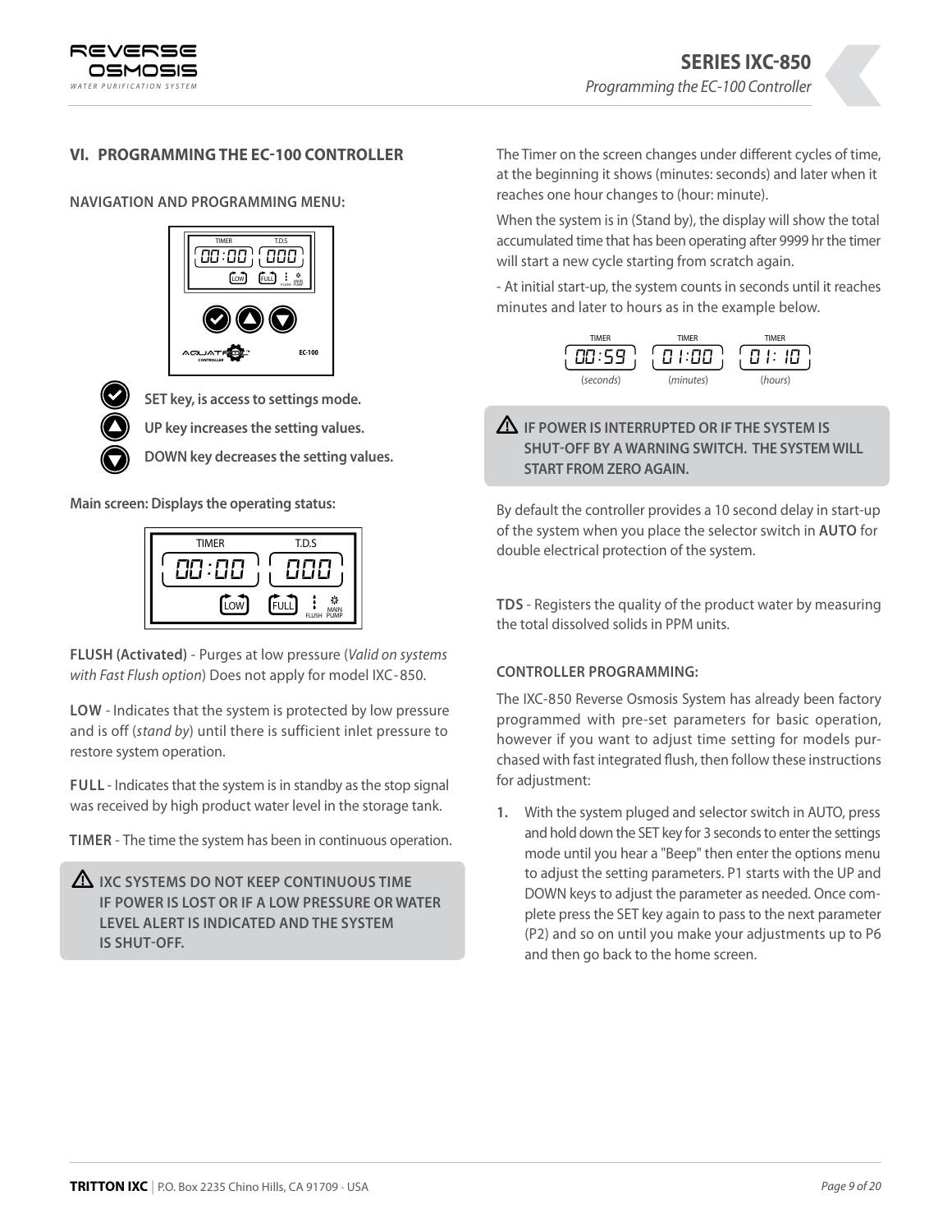## VI. PROGRAMMING THE EC-100 CONTROLLER

### NAVIGATION AND PROGRAMMING MENU:

**SET key, is access to settings mode.**

**UP key increases the setting values.**

**DOWN key decreases the setting values.**

**Main screen: Displays the operating status:**

**FLUSH (Activated)** - Purges at low pressure (*Valid on systems with Fast Flush option*) Does not apply for model IXC-850.

**LOW** - Indicates that the system is protected by low pressure and is off (*stand by*) until there is sufficient inlet pressure to restore system operation.

**FULL** - Indicates that the system is in standby as the stop signal was received by high product water level in the storage tank.

**TIMER** - The time the system has been in continuous operation.

> ⚠ **IXC SYSTEMS DO NOT KEEP CONTINUOUS TIME IF POWER IS LOST OR IF A LOW PRESSURE OR WATER LEVEL ALERT IS INDICATED AND THE SYSTEM IS SHUT-OFF.**

The Timer on the screen changes under different cycles of time, at the beginning it shows (minutes: seconds) and later when it reaches one hour changes to (hour: minute).

When the system is in (Stand by), the display will show the total accumulated time that has been operating after 9999 hr the timer will start a new cycle starting from scratch again.

- At initial start-up, the system counts in seconds until it reaches minutes and later to hours as in the example below.

| TIMER | TIMER | TIMER |
|---|---|---|
| 00:59 | 01:00 | 01:10 |
| (*seconds*) | (*minutes*) | (*hours*) |

> ⚠ **IF POWER IS INTERRUPTED OR IF THE SYSTEM IS SHUT-OFF BY A WARNING SWITCH. THE SYSTEM WILL START FROM ZERO AGAIN.**

By default the controller provides a 10 second delay in start-up of the system when you place the selector switch in **AUTO** for double electrical protection of the system.

**TDS** - Registers the quality of the product water by measuring the total dissolved solids in PPM units.

### CONTROLLER PROGRAMMING:

The IXC-850 Reverse Osmosis System has already been factory programmed with pre-set parameters for basic operation, however if you want to adjust time setting for models purchased with fast integrated flush, then follow these instructions for adjustment:

1. With the system pluged and selector switch in AUTO, press and hold down the SET key for 3 seconds to enter the settings mode until you hear a "Beep" then enter the options menu to adjust the setting parameters. P1 starts with the UP and DOWN keys to adjust the parameter as needed. Once complete press the SET key again to pass to the next parameter (P2) and so on until you make your adjustments up to P6 and then go back to the home screen.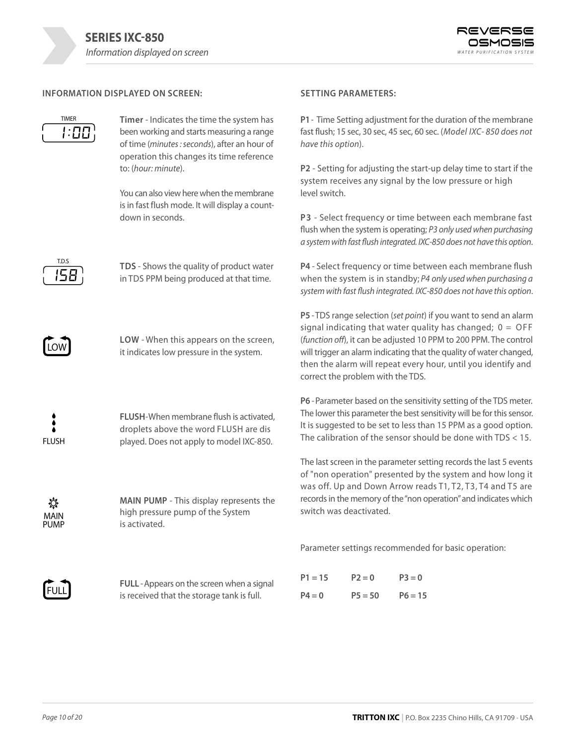## INFORMATION DISPLAYED ON SCREEN:

TIMER 1:00

**Timer** - Indicates the time the system has been working and starts measuring a range of time (*minutes : seconds*), after an hour of operation this changes its time reference to: (*hour: minute*).

You can also view here when the membrane is in fast flush mode. It will display a countdown in seconds.

T.D.S 158

**TDS** - Shows the quality of product water in TDS PPM being produced at that time.

LOW

**LOW** - When this appears on the screen, it indicates low pressure in the system.

FLUSH

**FLUSH**-When membrane flush is activated, droplets above the word FLUSH are displayed. Does not apply to model IXC-850.

MAIN PUMP

**MAIN PUMP** - This display represents the high pressure pump of the System is activated.

FULL

**FULL** - Appears on the screen when a signal is received that the storage tank is full.

## SETTING PARAMETERS:

**P1** - Time Setting adjustment for the duration of the membrane fast flush; 15 sec, 30 sec, 45 sec, 60 sec. (*Model IXC- 850 does not have this option*).

**P2** - Setting for adjusting the start-up delay time to start if the system receives any signal by the low pressure or high level switch.

**P3** - Select frequency or time between each membrane fast flush when the system is operating; *P3 only used when purchasing a system with fast flush integrated. IXC-850 does not have this option*.

**P4** - Select frequency or time between each membrane flush when the system is in standby; *P4 only used when purchasing a system with fast flush integrated. IXC-850 does not have this option*.

**P5** - TDS range selection (*set point*) if you want to send an alarm signal indicating that water quality has changed; 0 = OFF (*function off*), it can be adjusted 10 PPM to 200 PPM. The control will trigger an alarm indicating that the quality of water changed, then the alarm will repeat every hour, until you identify and correct the problem with the TDS.

**P6** - Parameter based on the sensitivity setting of the TDS meter. The lower this parameter the best sensitivity will be for this sensor. It is suggested to be set to less than 15 PPM as a good option. The calibration of the sensor should be done with TDS < 15.

The last screen in the parameter setting records the last 5 events of "non operation" presented by the system and how long it was off. Up and Down Arrow reads T1, T2, T3, T4 and T5 are records in the memory of the "non operation" and indicates which switch was deactivated.

Parameter settings recommended for basic operation:

| | | |
|---|---|---|
| **P1 = 15** | **P2 = 0** | **P3 = 0** |
| **P4 = 0** | **P5 = 50** | **P6 = 15** |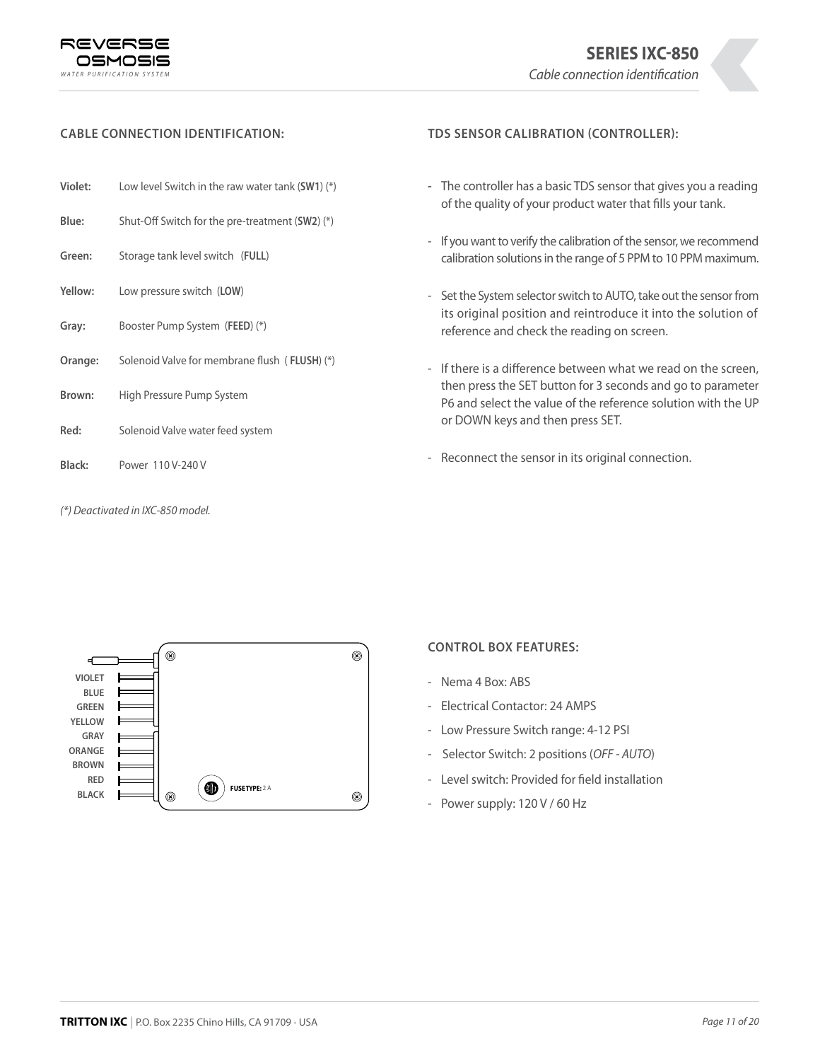## CABLE CONNECTION IDENTIFICATION:

**Violet:** Low level Switch in the raw water tank (**SW1**) (*)

**Blue:** Shut-Off Switch for the pre-treatment (**SW2**) (*)

**Green:** Storage tank level switch (**FULL**)

**Yellow:** Low pressure switch (**LOW**)

**Gray:** Booster Pump System (**FEED**) (*)

**Orange:** Solenoid Valve for membrane flush ( **FLUSH**) (*)

**Brown:** High Pressure Pump System

**Red:** Solenoid Valve water feed system

**Black:** Power 110 V-240 V

*(*) Deactivated in IXC-850 model.*

VIOLET
BLUE
GREEN
YELLOW
GRAY
ORANGE
BROWN
RED
BLACK

**FUSE TYPE:** 2 A

## TDS SENSOR CALIBRATION (CONTROLLER):

- The controller has a basic TDS sensor that gives you a reading of the quality of your product water that fills your tank.
- If you want to verify the calibration of the sensor, we recommend calibration solutions in the range of 5 PPM to 10 PPM maximum.
- Set the System selector switch to AUTO, take out the sensor from its original position and reintroduce it into the solution of reference and check the reading on screen.
- If there is a difference between what we read on the screen, then press the SET button for 3 seconds and go to parameter P6 and select the value of the reference solution with the UP or DOWN keys and then press SET.
- Reconnect the sensor in its original connection.

## CONTROL BOX FEATURES:

- Nema 4 Box: ABS
- Electrical Contactor: 24 AMPS
- Low Pressure Switch range: 4-12 PSI
- Selector Switch: 2 positions (*OFF - AUTO*)
- Level switch: Provided for field installation
- Power supply: 120 V / 60 Hz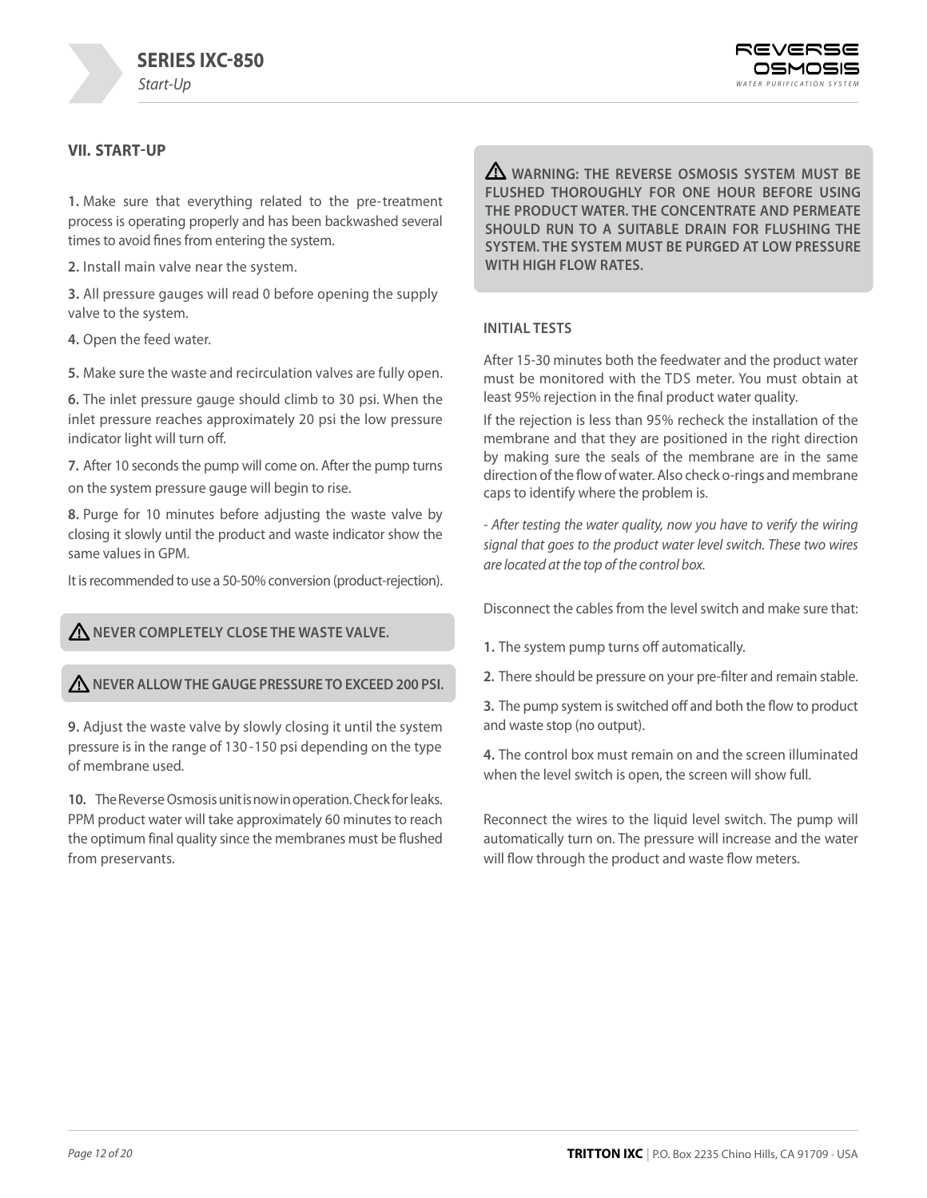## VII. START-UP

**1.** Make sure that everything related to the pre-treatment process is operating properly and has been backwashed several times to avoid fines from entering the system.

**2.** Install main valve near the system.

**3.** All pressure gauges will read 0 before opening the supply valve to the system.

**4.** Open the feed water.

**5.** Make sure the waste and recirculation valves are fully open.

**6.** The inlet pressure gauge should climb to 30 psi. When the inlet pressure reaches approximately 20 psi the low pressure indicator light will turn off.

**7.** After 10 seconds the pump will come on. After the pump turns on the system pressure gauge will begin to rise.

**8.** Purge for 10 minutes before adjusting the waste valve by closing it slowly until the product and waste indicator show the same values in GPM.

It is recommended to use a 50-50% conversion (product-rejection).

**⚠ NEVER COMPLETELY CLOSE THE WASTE VALVE.**

**⚠ NEVER ALLOW THE GAUGE PRESSURE TO EXCEED 200 PSI.**

**9.** Adjust the waste valve by slowly closing it until the system pressure is in the range of 130-150 psi depending on the type of membrane used.

**10.** The Reverse Osmosis unit is now in operation. Check for leaks. PPM product water will take approximately 60 minutes to reach the optimum final quality since the membranes must be flushed from preservants.

**⚠ WARNING: THE REVERSE OSMOSIS SYSTEM MUST BE FLUSHED THOROUGHLY FOR ONE HOUR BEFORE USING THE PRODUCT WATER. THE CONCENTRATE AND PERMEATE SHOULD RUN TO A SUITABLE DRAIN FOR FLUSHING THE SYSTEM. THE SYSTEM MUST BE PURGED AT LOW PRESSURE WITH HIGH FLOW RATES.**

### INITIAL TESTS

After 15-30 minutes both the feedwater and the product water must be monitored with the TDS meter. You must obtain at least 95% rejection in the final product water quality.

If the rejection is less than 95% recheck the installation of the membrane and that they are positioned in the right direction by making sure the seals of the membrane are in the same direction of the flow of water. Also check o-rings and membrane caps to identify where the problem is.

*- After testing the water quality, now you have to verify the wiring signal that goes to the product water level switch. These two wires are located at the top of the control box.*

Disconnect the cables from the level switch and make sure that:

**1.** The system pump turns off automatically.

**2.** There should be pressure on your pre-filter and remain stable.

**3.** The pump system is switched off and both the flow to product and waste stop (no output).

**4.** The control box must remain on and the screen illuminated when the level switch is open, the screen will show full.

Reconnect the wires to the liquid level switch. The pump will automatically turn on. The pressure will increase and the water will flow through the product and waste flow meters.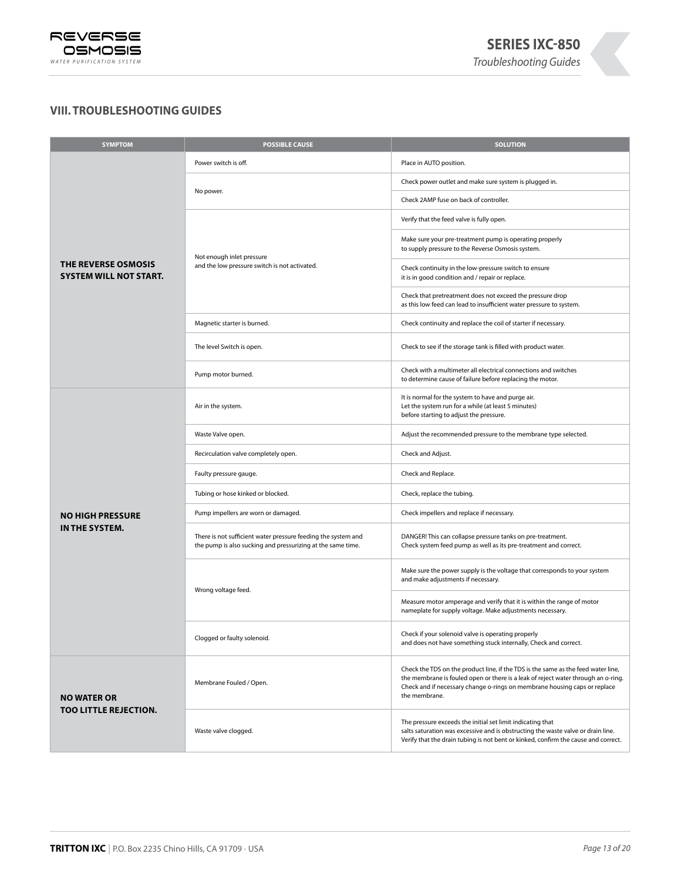## VIII. TROUBLESHOOTING GUIDES

| SYMPTOM | POSSIBLE CAUSE | SOLUTION |
|---|---|---|
| **THE REVERSE OSMOSIS SYSTEM WILL NOT START.** | Power switch is off. | Place in AUTO position. |
| | No power. | Check power outlet and make sure system is plugged in. |
| | | Check 2AMP fuse on back of controller. |
| | Not enough inlet pressure and the low pressure switch is not activated. | Verify that the feed valve is fully open. |
| | | Make sure your pre-treatment pump is operating properly to supply pressure to the Reverse Osmosis system. |
| | | Check continuity in the low-pressure switch to ensure it is in good condition and / repair or replace. |
| | | Check that pretreatment does not exceed the pressure drop as this low feed can lead to insufficient water pressure to system. |
| | Magnetic starter is burned. | Check continuity and replace the coil of starter if necessary. |
| | The level Switch is open. | Check to see if the storage tank is filled with product water. |
| | Pump motor burned. | Check with a multimeter all electrical connections and switches to determine cause of failure before replacing the motor. |
| **NO HIGH PRESSURE IN THE SYSTEM.** | Air in the system. | It is normal for the system to have and purge air. Let the system run for a while (at least 5 minutes) before starting to adjust the pressure. |
| | Waste Valve open. | Adjust the recommended pressure to the membrane type selected. |
| | Recirculation valve completely open. | Check and Adjust. |
| | Faulty pressure gauge. | Check and Replace. |
| | Tubing or hose kinked or blocked. | Check, replace the tubing. |
| | Pump impellers are worn or damaged. | Check impellers and replace if necessary. |
| | There is not sufficient water pressure feeding the system and the pump is also sucking and pressurizing at the same time. | DANGER! This can collapse pressure tanks on pre-treatment. Check system feed pump as well as its pre-treatment and correct. |
| | Wrong voltage feed. | Make sure the power supply is the voltage that corresponds to your system and make adjustments if necessary. |
| | | Measure motor amperage and verify that it is within the range of motor nameplate for supply voltage. Make adjustments necessary. |
| | Clogged or faulty solenoid. | Check if your solenoid valve is operating properly and does not have something stuck internally, Check and correct. |
| **NO WATER OR TOO LITTLE REJECTION.** | Membrane Fouled / Open. | Check the TDS on the product line, if the TDS is the same as the feed water line, the membrane is fouled open or there is a leak of reject water through an o-ring. Check and if necessary change o-rings on membrane housing caps or replace the membrane. |
| | Waste valve clogged. | The pressure exceeds the initial set limit indicating that salts saturation was excessive and is obstructing the waste valve or drain line. Verify that the drain tubing is not bent or kinked, confirm the cause and correct. |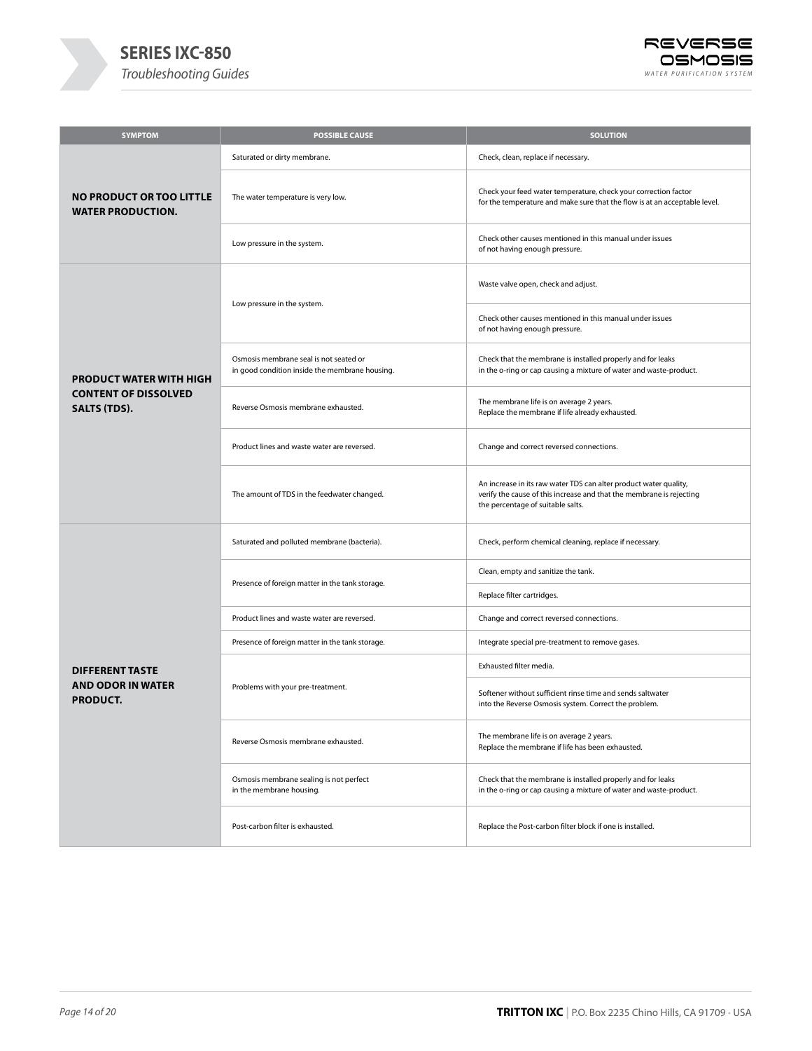| SYMPTOM | POSSIBLE CAUSE | SOLUTION |
| --- | --- | --- |
| **NO PRODUCT OR TOO LITTLE WATER PRODUCTION.** | Saturated or dirty membrane. | Check, clean, replace if necessary. |
| | The water temperature is very low. | Check your feed water temperature, check your correction factor for the temperature and make sure that the flow is at an acceptable level. |
| | Low pressure in the system. | Check other causes mentioned in this manual under issues of not having enough pressure. |
| **PRODUCT WATER WITH HIGH CONTENT OF DISSOLVED SALTS (TDS).** | Low pressure in the system. | Waste valve open, check and adjust. |
| | | Check other causes mentioned in this manual under issues of not having enough pressure. |
| | Osmosis membrane seal is not seated or in good condition inside the membrane housing. | Check that the membrane is installed properly and for leaks in the o-ring or cap causing a mixture of water and waste-product. |
| | Reverse Osmosis membrane exhausted. | The membrane life is on average 2 years. Replace the membrane if life already exhausted. |
| | Product lines and waste water are reversed. | Change and correct reversed connections. |
| | The amount of TDS in the feedwater changed. | An increase in its raw water TDS can alter product water quality, verify the cause of this increase and that the membrane is rejecting the percentage of suitable salts. |
| **DIFFERENT TASTE AND ODOR IN WATER PRODUCT.** | Saturated and polluted membrane (bacteria). | Check, perform chemical cleaning, replace if necessary. |
| | Presence of foreign matter in the tank storage. | Clean, empty and sanitize the tank. |
| | | Replace filter cartridges. |
| | Product lines and waste water are reversed. | Change and correct reversed connections. |
| | Presence of foreign matter in the tank storage. | Integrate special pre-treatment to remove gases. |
| | Problems with your pre-treatment. | Exhausted filter media. |
| | | Softener without sufficient rinse time and sends saltwater into the Reverse Osmosis system. Correct the problem. |
| | Reverse Osmosis membrane exhausted. | The membrane life is on average 2 years. Replace the membrane if life has been exhausted. |
| | Osmosis membrane sealing is not perfect in the membrane housing. | Check that the membrane is installed properly and for leaks in the o-ring or cap causing a mixture of water and waste-product. |
| | Post-carbon filter is exhausted. | Replace the Post-carbon filter block if one is installed. |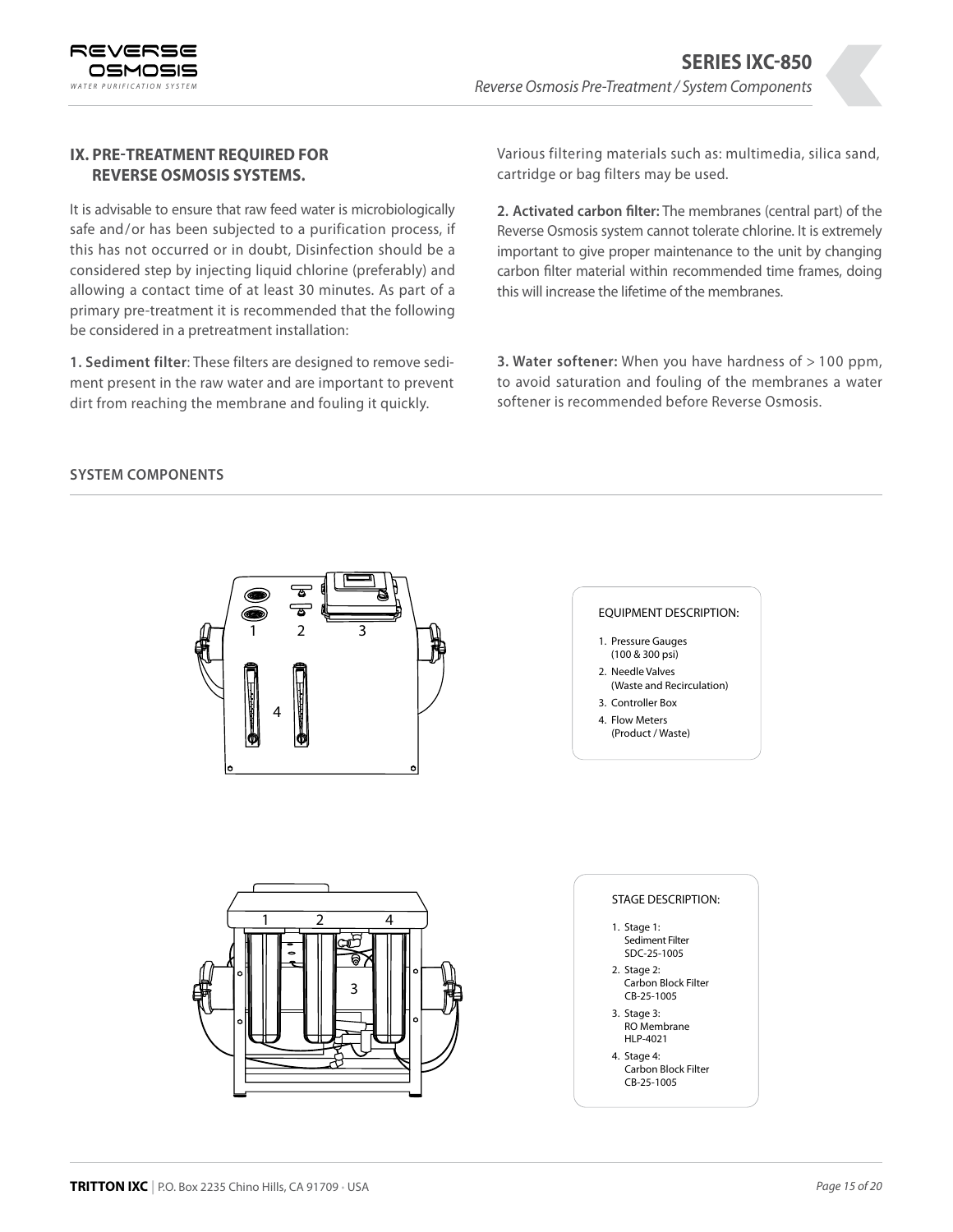## IX. PRE-TREATMENT REQUIRED FOR REVERSE OSMOSIS SYSTEMS.

It is advisable to ensure that raw feed water is microbiologically safe and/or has been subjected to a purification process, if this has not occurred or in doubt, Disinfection should be a considered step by injecting liquid chlorine (preferably) and allowing a contact time of at least 30 minutes. As part of a primary pre-treatment it is recommended that the following be considered in a pretreatment installation:

**1. Sediment filter**: These filters are designed to remove sediment present in the raw water and are important to prevent dirt from reaching the membrane and fouling it quickly.

Various filtering materials such as: multimedia, silica sand, cartridge or bag filters may be used.

**2. Activated carbon filter:** The membranes (central part) of the Reverse Osmosis system cannot tolerate chlorine. It is extremely important to give proper maintenance to the unit by changing carbon filter material within recommended time frames, doing this will increase the lifetime of the membranes.

**3. Water softener:** When you have hardness of > 100 ppm, to avoid saturation and fouling of the membranes a water softener is recommended before Reverse Osmosis.

### SYSTEM COMPONENTS

EQUIPMENT DESCRIPTION:

1. Pressure Gauges (100 & 300 psi)
2. Needle Valves (Waste and Recirculation)
3. Controller Box
4. Flow Meters (Product / Waste)

STAGE DESCRIPTION:

1. Stage 1: Sediment Filter SDC-25-1005
2. Stage 2: Carbon Block Filter CB-25-1005
3. Stage 3: RO Membrane HLP-4021
4. Stage 4: Carbon Block Filter CB-25-1005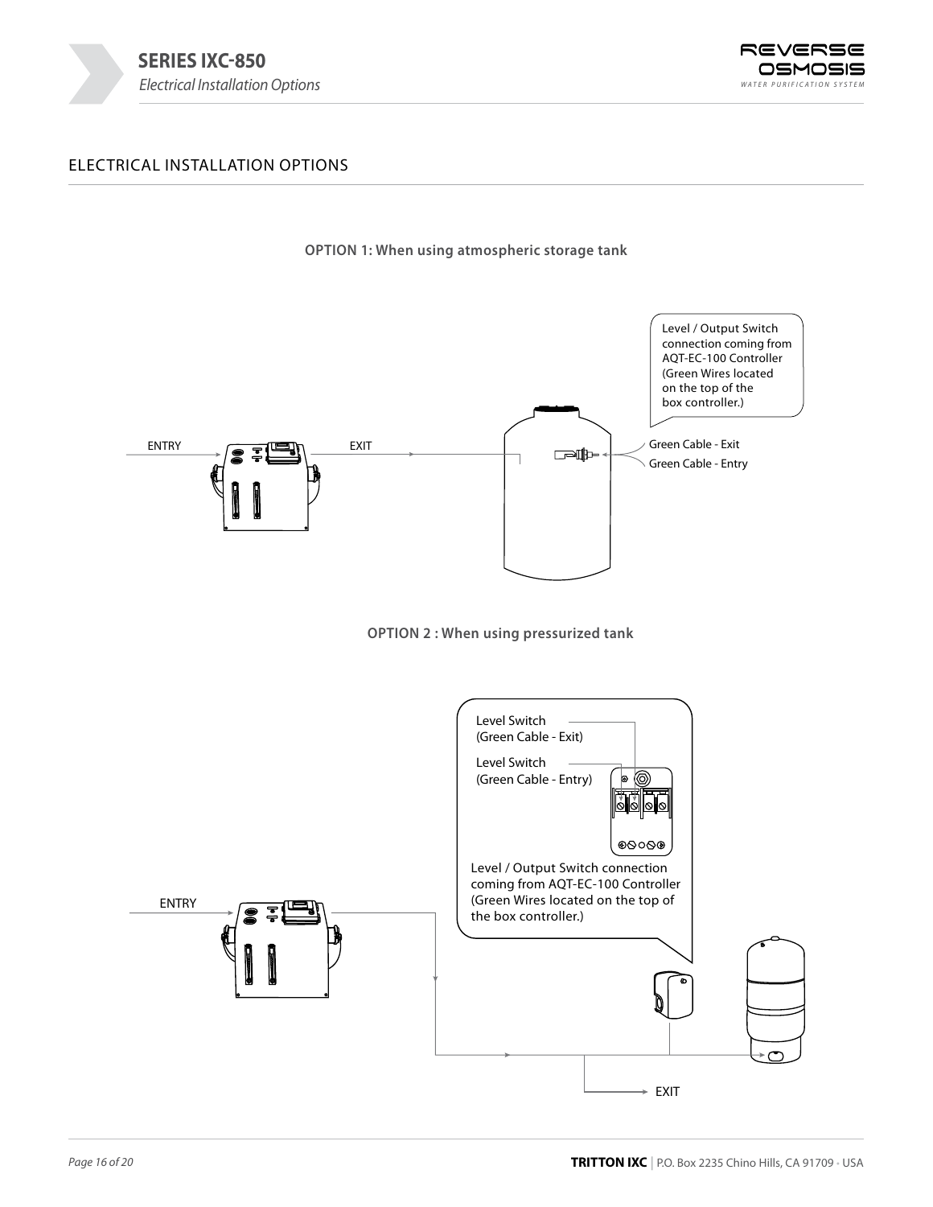## ELECTRICAL INSTALLATION OPTIONS

**OPTION 1: When using atmospheric storage tank**

Level / Output Switch connection coming from AQT-EC-100 Controller (Green Wires located on the top of the box controller.)

ENTRY

EXIT

Green Cable - Exit

Green Cable - Entry

**OPTION 2 : When using pressurized tank**

Level Switch (Green Cable - Exit)

Level Switch (Green Cable - Entry)

Level / Output Switch connection coming from AQT-EC-100 Controller (Green Wires located on the top of the box controller.)

ENTRY

EXIT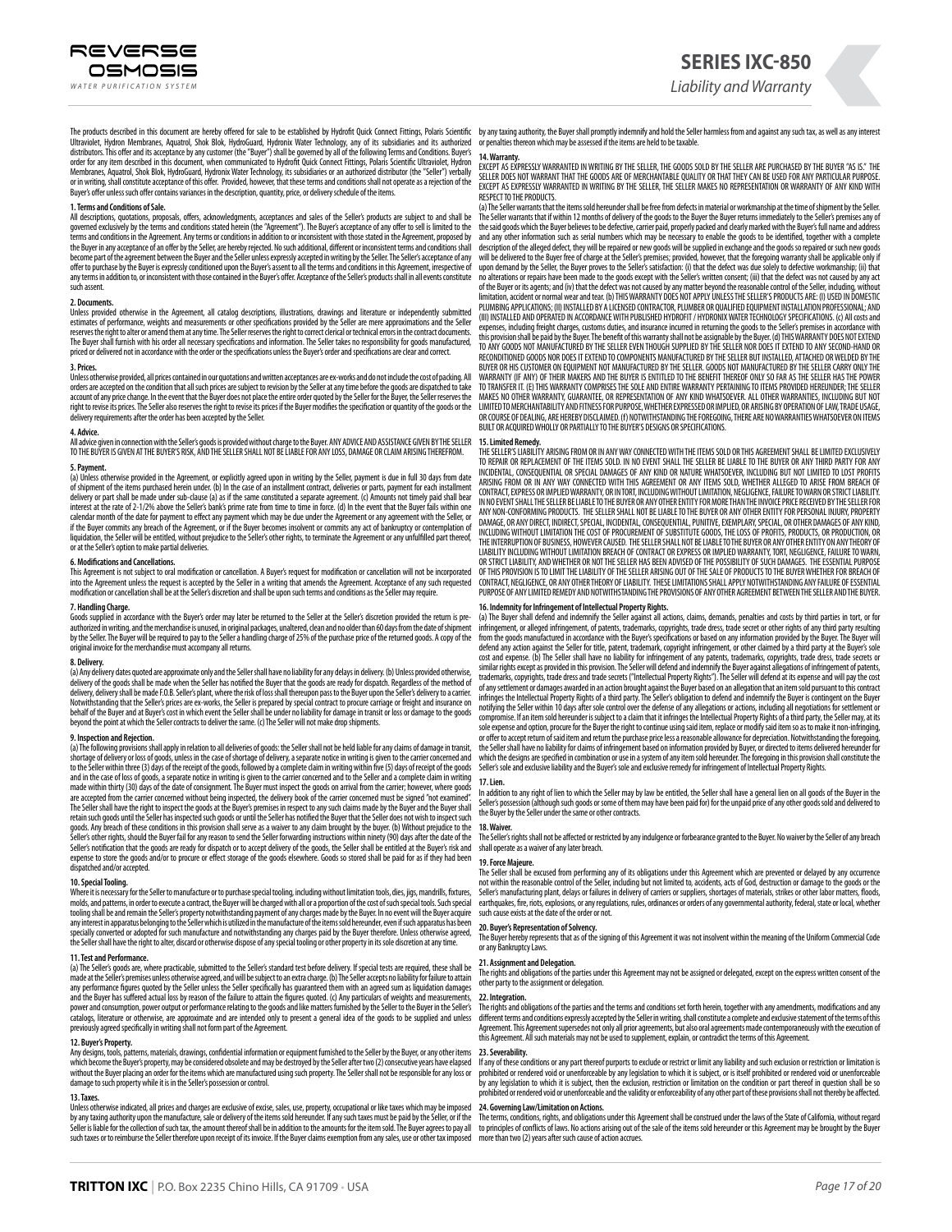# SERIES IXC-850

*Liability and Warranty*

The products described in this document are hereby offered for sale to be established by Hydrofit Quick Connect Fittings, Polaris Scientific Ultraviolet, Hydron Membranes, Aquatrol, Shok Blok, HydroGuard, Hydronix Water Technology, any of its subsidiaries and its authorized distributors. This offer and its acceptance by any customer (the "Buyer") shall be governed by all of the following Terms and Conditions. Buyer's order for any item described in this document, when communicated to Hydrofit Quick Connect Fittings, Polaris Scientific Ultraviolet, Hydron Membranes, Aquatrol, Shok Blok, HydroGuard, Hydronix Water Technology, its subsidiaries or an authorized distributor (the "Seller") verbally or in writing, shall constitute acceptance of this offer. Provided, however, that these terms and conditions shall not operate as a rejection of the Buyer's offer unless such offer contains variances in the description, quantity, price, or delivery schedule of the items.

**1. Terms and Conditions of Sale.**
All descriptions, quotations, proposals, offers, acknowledgments, acceptances and sales of the Seller's products are subject to and shall be governed exclusively by the terms and conditions stated herein (the "Agreement"). The Buyer's acceptance of any offer to sell is limited to the terms and conditions in the Agreement. Any terms or conditions in addition to or inconsistent with those stated in the Agreement, proposed by the Buyer in any acceptance of an offer by the Seller, are hereby rejected. No such additional, different or inconsistent terms and conditions shall become part of the agreement between the Buyer and the Seller unless expressly accepted in writing by the Seller. The Seller's acceptance of any offer to purchase by the Buyer is expressly conditioned upon the Buyer's assent to all the terms and conditions in this Agreement, irrespective of any terms in addition to, or inconsistent with those contained in the Buyer's offer. Acceptance of the Seller's products shall in all events constitute such assent.

**2. Documents.**
Unless provided otherwise in the Agreement, all catalog descriptions, illustrations, drawings and literature or independently submitted estimates of performance, weights and measurements or other specifications provided by the Seller are mere approximations and the Seller reserves the right to alter or amend them at any time. The Seller reserves the right to correct clerical or technical errors in the contract documents. The Buyer shall furnish with his order all necessary specifications and information. The Seller takes no responsibility for goods manufactured, priced or delivered not in accordance with the order or the specifications unless the Buyer's order and specifications are clear and correct.

**3. Prices.**
Unless otherwise provided, all prices contained in our quotations and written acceptances are ex-works and do not include the cost of packing. All orders are accepted on the condition that all such prices are subject to revision by the Seller at any time before the goods are dispatched to take account of any price change. In the event that the Buyer does not place the entire order quoted by the Seller for the Buyer, the Seller reserves the right to revise its prices. The Seller also reserves the right to revise its prices if the Buyer modifies the specification or quantity of the goods or the delivery requirements after the order has been accepted by the Seller.

**4. Advice.**
All advice given in connection with the Seller's goods is provided without charge to the Buyer. ANY ADVICE AND ASSISTANCE GIVEN BY THE SELLER TO THE BUYER IS GIVEN AT THE BUYER'S RISK, AND THE SELLER SHALL NOT BE LIABLE FOR ANY LOSS, DAMAGE OR CLAIM ARISING THEREFROM.

**5. Payment.**
(a) Unless otherwise provided in the Agreement, or explicitly agreed upon in writing by the Seller, payment is due in full 30 days from date of shipment of the items purchased herein under. (b) In the case of an installment contract, deliveries or parts, payment for each installment delivery or part shall be made under sub-clause (a) as if the same constituted a separate agreement. (c) Amounts not timely paid shall bear interest at the rate of 2-1/2% above the Seller's bank's prime rate from time to time in force. (d) In the event that the Buyer fails within one calendar month of the date for payment to effect any payment which may be due under the Agreement or any agreement with the Seller, or if the Buyer commits any breach of the Agreement, or if the Buyer becomes insolvent or commits any act of bankruptcy or contemplation of liquidation, the Seller will be entitled, without prejudice to the Seller's other rights, to terminate the Agreement or any unfulfilled part thereof, or at the Seller's option to make partial deliveries.

**6. Modifications and Cancellations.**
This Agreement is not subject to oral modification or cancellation. A Buyer's request for modification or cancellation will not be incorporated into the Agreement unless the request is accepted by the Seller in a writing that amends the Agreement. Acceptance of any such requested modification or cancellation shall be at the Seller's discretion and shall be upon such terms and conditions as the Seller may require.

**7. Handling Charge.**
Goods supplied in accordance with the Buyer's order may later be returned to the Seller at the Seller's discretion provided the return is pre-authorized in writing, and the merchandise is unused, in original packages, unaltered, clean and no older than 60 days from the date of shipment by the Seller. The Buyer will be required to pay to the Seller a handling charge of 25% of the purchase price of the returned goods. A copy of the original invoice for the merchandise must accompany all returns.

**8. Delivery.**
(a) Any delivery dates quoted are approximate only and the Seller shall have no liability for any delays in delivery. (b) Unless provided otherwise, delivery of the goods shall be made when the Seller has notified the Buyer that the goods are ready for dispatch. Regardless of the method of delivery, delivery shall be made F.O.B. Seller's plant, where the risk of loss shall thereupon pass to the Buyer upon the Seller's delivery to a carrier. Notwithstanding that the Seller's prices are ex-works, the Seller is prepared by special contract to procure carriage or freight and insurance on behalf of the Buyer and at Buyer's cost in which event the Seller shall be under no liability for damage in transit or loss or damage to the goods beyond the point at which the Seller contracts to deliver the same. (c) The Seller will not make drop shipments.

**9. Inspection and Rejection.**
(a) The following provisions shall apply in relation to all deliveries of goods: the Seller shall not be held liable for any claims of damage in transit, shortage of delivery or loss of goods, unless in the case of shortage of delivery, a separate notice in writing is given to the carrier concerned and to the Seller within three (3) days of the receipt of the goods, followed by a complete claim in writing within five (5) days of receipt of the goods and in the case of loss of goods, a separate notice in writing is given to the carrier concerned and to the Seller and a complete claim in writing made within thirty (30) days of the date of consignment. The Buyer must inspect the goods on arrival from the carrier; however, where goods are accepted from the carrier concerned without being inspected, the delivery book of the carrier concerned must be signed "not examined". The Seller shall have the right to inspect the goods at the Buyer's premises in respect to any such claims made by the Buyer and the Buyer shall retain such goods until the Seller has inspected such goods or until the Seller has notified the Buyer that the Seller does not wish to inspect such goods. Any breach of these conditions in this provision shall serve as a waiver to any claim brought by the buyer. (b) Without prejudice to the Seller's other rights, should the Buyer fail for any reason to send the Seller forwarding instructions within ninety (90) days after the date of the Seller's notification that the goods are ready for dispatch or to accept delivery of the goods, the Seller shall be entitled at the Buyer's risk and expense to store the goods and/or to procure or effect storage of the goods elsewhere. Goods so stored shall be paid for as if they had been dispatched and/or accepted.

**10. Special Tooling.**
Where it is necessary for the Seller to manufacture or to purchase special tooling, including without limitation tools, dies, jigs, mandrills, fixtures, molds, and patterns, in order to execute a contract, the Buyer will be charged with all or a proportion of the cost of such special tools. Such special tooling shall be and remain the Seller's property notwithstanding payment of any charges made by the Buyer. In no event will the Buyer acquire any interest in apparatus belonging to the Seller which is utilized in the manufacture of the items sold hereunder, even if such apparatus has been specially converted or adopted for such manufacture and notwithstanding any charges paid by the Buyer therefore. Unless otherwise agreed, the Seller shall have the right to alter, discard or otherwise dispose of any special tooling or other property in its sole discretion at any time.

**11. Test and Performance.**
(a) The Seller's goods are, where practicable, submitted to the Seller's standard test before delivery. If special tests are required, these shall be made at the Seller's premises unless otherwise agreed, and will be subject to an extra charge. (b) The Seller accepts no liability for failure to attain any performance figures quoted by the Seller unless the Seller specifically has guaranteed them with an agreed sum as liquidation damages and the Buyer has suffered actual loss by reason of the failure to attain the figures quoted. (c) Any particulars of weights and measurements, power and consumption, power output or performance relating to the goods and like matters furnished by the Seller to the Buyer in the Seller's catalogs, literature or otherwise, are approximate and are intended only to present a general idea of the goods to be supplied and unless previously agreed specifically in writing shall not form part of the Agreement.

**12. Buyer's Property.**
Any designs, tools, patterns, materials, drawings, confidential information or equipment furnished to the Seller by the Buyer, or any other items which become the Buyer's property, may be considered obsolete and may be destroyed by the Seller after two (2) consecutive years have elapsed without the Buyer placing an order for the items which are manufactured using such property. The Seller shall not be responsible for any loss or damage to such property while it is in the Seller's possession or control.

**13. Taxes.**
Unless otherwise indicated, all prices and charges are exclusive of excise, sales, use, property, occupational or like taxes which may be imposed by any taxing authority upon the manufacture, sale or delivery of the items sold hereunder. If any such taxes must be paid by the Seller, or if the Seller is liable for the collection of such tax, the amount thereof shall be in addition to the amounts for the item sold. The Buyer agrees to pay all such taxes or to reimburse the Seller therefore upon receipt of its invoice. If the Buyer claims exemption from any sales, use or other tax imposed by any taxing authority, the Buyer shall promptly indemnify and hold the Seller harmless from and against any such tax, as well as any interest or penalties thereon which may be assessed if the items are held to be taxable.

**14. Warranty.**
EXCEPT AS EXPRESSLY WARRANTED IN WRITING BY THE SELLER, THE GOODS SOLD BY THE SELLER ARE PURCHASED BY THE BUYER "AS IS." THE SELLER DOES NOT WARRANT THAT THE GOODS ARE OF MERCHANTABLE QUALITY OR THAT THEY CAN BE USED FOR ANY PARTICULAR PURPOSE. EXCEPT AS EXPRESSLY WARRANTED IN WRITING BY THE SELLER, THE SELLER MAKES NO REPRESENTATION OR WARRANTY OF ANY KIND WITH RESPECT TO THE PRODUCTS.
(a) The Seller warrants that the items sold hereunder shall be free from defects in material or workmanship at the time of shipment by the Seller. The Seller warrants that if within 12 months of delivery of the goods to the Buyer the Buyer returns immediately to the Seller's premises any of the said goods which the Buyer believes to be defective, carrier paid, properly packed and clearly marked with the Buyer's full name and address and any other information such as serial numbers which may be necessary to enable the goods to be identified, together with a complete description of the alleged defect, they will be repaired or new goods will be supplied in exchange and the goods so repaired or such new goods will be delivered to the Buyer free of charge at the Seller's premises; provided, however, that the foregoing warranty shall be applicable only if upon demand by the Seller, the Buyer proves to the Seller's satisfaction: (i) that the defect was due solely to defective workmanship; (ii) that no alterations or repairs have been made to the goods except with the Seller's written consent; (iii) that the defect was not caused by any act of the Buyer or its agents; and (iv) that the defect was not caused by any matter beyond the reasonable control of the Seller, including, without limitation, accident or normal wear and tear. (b) THIS WARRANTY DOES NOT APPLY UNLESS THE SELLER'S PRODUCTS ARE: (I) USED IN DOMESTIC PLUMBING APPLICATIONS; (II) INSTALLED BY A LICENSED CONTRACTOR, PLUMBER OR QUALIFIED EQUIPMENT INSTALLATION PROFESSIONAL; AND (III) INSTALLED AND OPERATED IN ACCORDANCE WITH PUBLISHED HYDROFIT / HYDRONIX WATER TECHNOLOGY SPECIFICATIONS. (c) All costs and expenses, including freight charges, customs duties, and insurance incurred in returning the goods to the Seller's premises in accordance with this provision shall be paid by the Buyer. The benefit of this warranty shall not be assignable by the Buyer. (d) THIS WARRANTY DOES NOT EXTEND TO ANY GOODS NOT MANUFACTURED BY THE SELLER EVEN THOUGH SUPPLIED BY THE SELLER NOR DOES IT EXTEND TO ANY SECOND-HAND OR RECONDITIONED GOODS NOR DOES IT EXTEND TO COMPONENTS MANUFACTURED BY THE SELLER BUT INSTALLED, ATTACHED OR WELDED BY THE BUYER OR HIS CUSTOMER ON EQUIPMENT NOT MANUFACTURED BY THE SELLER. GOODS NOT MANUFACTURED BY THE SELLER CARRY ONLY THE WARRANTY (IF ANY) OF THEIR MAKERS AND THE BUYER IS ENTITLED TO THE BENEFIT THEREOF ONLY SO FAR AS THE SELLER HAS THE POWER TO TRANSFER IT. (E) THIS WARRANTY COMPRISES THE SOLE AND ENTIRE WARRANTY PERTAINING TO ITEMS PROVIDED HEREUNDER; THE SELLER MAKES NO OTHER WARRANTY, GUARANTEE, OR REPRESENTATION OF ANY KIND WHATSOEVER. ALL OTHER WARRANTIES, INCLUDING BUT NOT LIMITED TO MERCHANTABILITY AND FITNESS FOR PURPOSE, WHETHER EXPRESSED OR IMPLIED, OR ARISING BY OPERATION OF LAW, TRADE USAGE, OR COURSE OF DEALING, ARE HEREBY DISCLAIMED. (f) NOTWITHSTANDING THE FOREGOING, THERE ARE NO WARRANTIES WHATSOEVER ON ITEMS BUILT OR ACQUIRED WHOLLY OR PARTIALLY TO THE BUYER'S DESIGNS OR SPECIFICATIONS.

**15. Limited Remedy.**
THE SELLER'S LIABILITY ARISING FROM OR IN ANY WAY CONNECTED WITH THE ITEMS SOLD OR THIS AGREEMENT SHALL BE LIMITED EXCLUSIVELY TO REPAIR OR REPLACEMENT OF THE ITEMS SOLD. IN NO EVENT SHALL THE SELLER BE LIABLE TO THE BUYER OR ANY THIRD PARTY FOR ANY INCIDENTAL, CONSEQUENTIAL OR SPECIAL DAMAGES OF ANY KIND OR NATURE WHATSOEVER, INCLUDING BUT NOT LIMITED TO LOST PROFITS ARISING FROM OR IN ANY WAY CONNECTED WITH THIS AGREEMENT OR ANY ITEMS SOLD, WHETHER ALLEGED TO ARISE FROM BREACH OF CONTRACT, EXPRESS OR IMPLIED WARRANTY, OR IN TORT, INCLUDING WITHOUT LIMITATION, NEGLIGENCE, FAILURE TO WARN OR STRICT LIABILITY. IN NO EVENT SHALL THE SELLER BE LIABLE TO THE BUYER OR ANY OTHER ENTITY FOR MORE THAN THE INVOICE PRICE RECEIVED BY THE SELLER FOR ANY NON-CONFORMING PRODUCTS. THE SELLER SHALL NOT BE LIABLE TO THE BUYER OR ANY OTHER ENTITY FOR PERSONAL INJURY, PROPERTY DAMAGE, OR ANY DIRECT, INDIRECT, SPECIAL, INCIDENTAL, CONSEQUENTIAL, PUNITIVE, EXEMPLARY, SPECIAL, OR OTHER DAMAGES OF ANY KIND, INCLUDING WITHOUT LIMITATION THE COST OF PROCUREMENT OF SUBSTITUTE GOODS, THE LOSS OF PROFITS, PRODUCTS, OR PRODUCTION, OR THE INTERRUPTION OF BUSINESS, HOWEVER CAUSED. THE SELLER SHALL NOT BE LIABLE TO THE BUYER OR ANY OTHER ENTITY ON ANY THEORY OF LIABILITY INCLUDING WITHOUT LIMITATION BREACH OF CONTRACT OR EXPRESS OR IMPLIED WARRANTY, TORT, NEGLIGENCE, FAILURE TO WARN, OR STRICT LIABILITY, AND WHETHER OR NOT THE SELLER HAS BEEN ADVISED OF THE POSSIBILITY OF SUCH DAMAGES. THE ESSENTIAL PURPOSE OF THIS PROVISION IS TO LIMIT THE LIABILITY OF THE SELLER ARISING OUT OF THE SALE OF PRODUCTS TO THE BUYER WHETHER FOR BREACH OF CONTRACT, NEGLIGENCE, OR ANY OTHER THEORY OF LIABILITY. THESE LIMITATIONS SHALL APPLY NOTWITHSTANDING ANY FAILURE OF ESSENTIAL PURPOSE OF ANY LIMITED REMEDY AND NOTWITHSTANDING THE PROVISIONS OF ANY OTHER AGREEMENT BETWEEN THE SELLER AND THE BUYER.

**16. Indemnity for Infringement of Intellectual Property Rights.**
(a) The Buyer shall defend and indemnify the Seller against all actions, claims, demands, penalties and costs by third parties in tort, or for infringement, or alleged infringement, of patents, trademarks, copyrights, trade dress, trade secret or other rights of any third party resulting from the goods manufactured in accordance with the Buyer's specifications or based on any information provided by the Buyer. The Buyer will defend any action against the Seller for title, patent, trademark, copyright infringement, or other claimed by a third party at the Buyer's sole cost and expense. (b) The Seller shall have no liability for infringement of any patents, trademarks, copyrights, trade dress, trade secrets or similar rights except as provided in this provision. The Seller will defend and indemnify the Buyer against allegations of infringement of patents, trademarks, copyrights, trade dress and trade secrets ("Intellectual Property Rights"). The Seller will defend at its expense and will pay the cost of any settlement or damages awarded in an action brought against the Buyer based on an allegation that an item sold pursuant to this contract infringes the Intellectual Property Rights of a third party. The Seller's obligation to defend and indemnify the Buyer is contingent on the Buyer notifying the Seller within 10 days after sole control over the defense of any allegations or actions, including all negotiations for settlement or compromise. If an item sold hereunder is subject to a claim that it infringes the Intellectual Property Rights of a third party, the Seller may, at its sole expense and option, procure for the Buyer the right to continue using said item, replace or modify said item so as to make it non-infringing, or offer to accept return of said item and return the purchase price less a reasonable allowance for depreciation. Notwithstanding the foregoing, the Seller shall have no liability for claims of infringement based on information provided by Buyer, or directed to items delivered hereunder for which the designs are specified in combination or use in a system of any item sold hereunder. The foregoing in this provision shall constitute the Seller's sole and exclusive liability and the Buyer's sole and exclusive remedy for infringement of Intellectual Property Rights.

**17. Lien.**
In addition to any right of lien to which the Seller may by law be entitled, the Seller shall have a general lien on all goods of the Buyer in the Seller's possession (although such goods or some of them may have been paid for) for the unpaid price of any other goods sold and delivered to the Buyer by the Seller under the same or other contracts.

**18. Waiver.**
The Seller's rights shall not be affected or restricted by any indulgence or forbearance granted to the Buyer. No waiver by the Seller of any breach shall operate as a waiver of any later breach.

**19. Force Majeure.**
The Seller shall be excused from performing any of its obligations under this Agreement which are prevented or delayed by any occurrence not within the reasonable control of the Seller, including but not limited to, accidents, acts of God, destruction or damage to the goods or the Seller's manufacturing plant, delays or failures in delivery of carriers or suppliers, shortages of materials, strikes or other labor matters, floods, earthquakes, fire, riots, explosions, or any regulations, rules, ordinances or orders of any governmental authority, federal, state or local, whether such cause exists at the date of the order or not.

**20. Buyer's Representation of Solvency.**
The Buyer hereby represents that as of the signing of this Agreement it was not insolvent within the meaning of the Uniform Commercial Code or any Bankruptcy Laws.

**21. Assignment and Delegation.**
The rights and obligations of the parties under this Agreement may not be assigned or delegated, except on the express written consent of the other party to the assignment or delegation.

**22. Integration.**
The rights and obligations of the parties and the terms and conditions set forth herein, together with any amendments, modifications and any different terms and conditions expressly accepted by the Seller in writing, shall constitute a complete and exclusive statement of the terms of this Agreement. This Agreement supersedes not only all prior agreements, but also oral agreements made contemporaneously with the execution of this Agreement. All such materials may not be used to supplement, explain, or contradict the terms of this Agreement.

**23. Severability.**
If any of these conditions or any part thereof purports to exclude or restrict or limit any liability and such exclusion or restriction or limitation is prohibited or rendered void or unenforceable by any legislation to which it is subject, or is itself prohibited or rendered void or unenforceable by any legislation to which it is subject, then the exclusion, restriction or limitation on the condition or part thereof in question shall be so prohibited or rendered void or unenforceable and the validity or enforceability of any other part of these provisions shall not thereby be affected.

**24. Governing Law/Limitation on Actions.**
The terms, conditions, rights, and obligations under this Agreement shall be construed under the laws of the State of California, without regard to principles of conflicts of laws. No actions arising out of the sale of the items sold hereunder or this Agreement may be brought by the Buyer more than two (2) years after such cause of action accrues.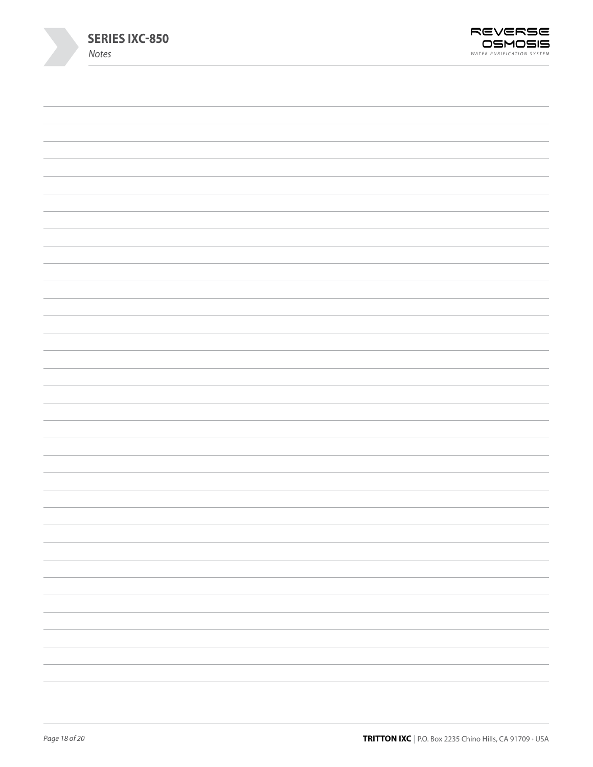## Notes